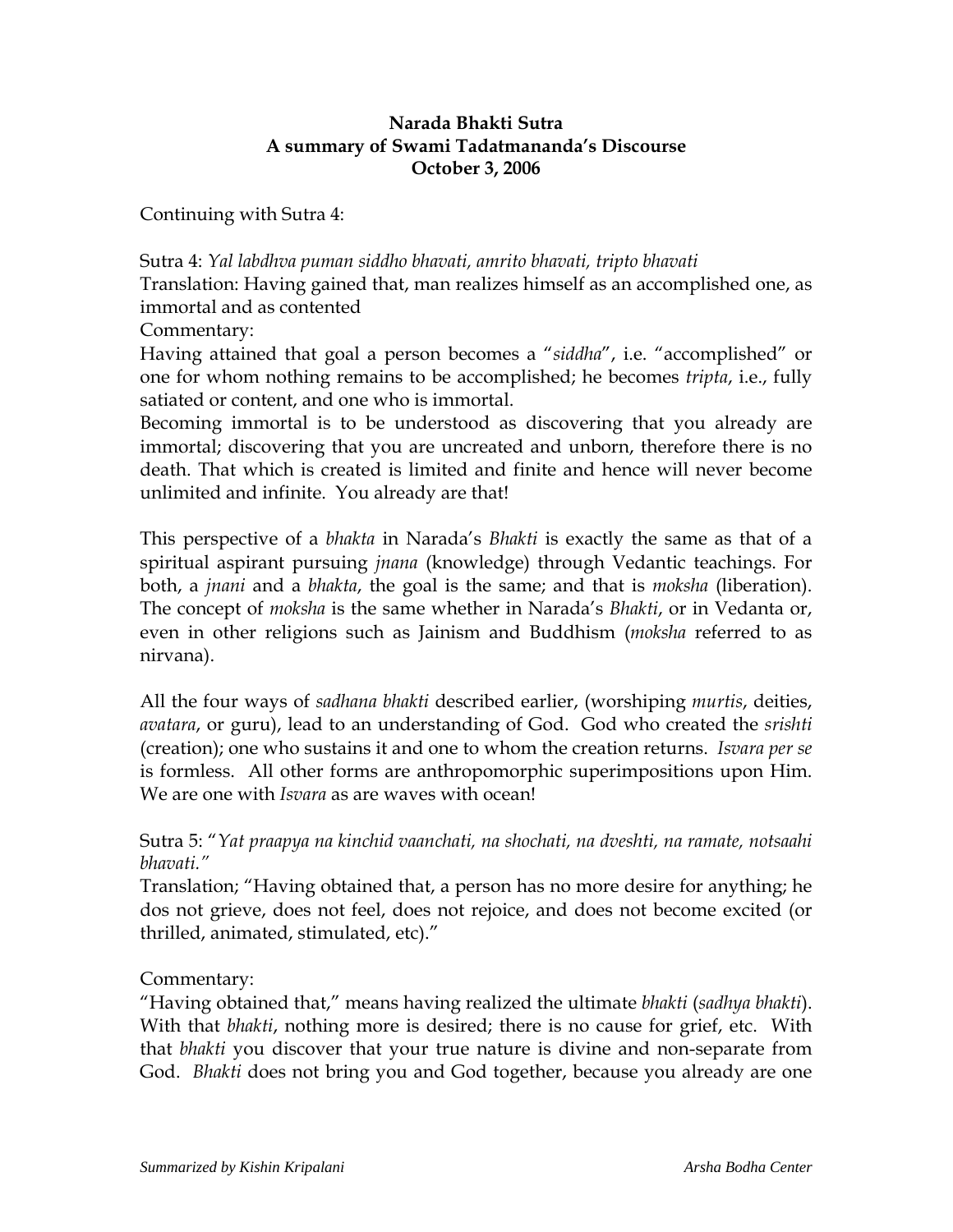**Narada Bhakti Sutra**
**A summary of Swami Tadatmananda's Discourse**
**October 3, 2006**

Continuing with Sutra 4:

Sutra 4: *Yal labdhva puman siddho bhavati, amrito bhavati, tripto bhavati*
Translation: Having gained that, man realizes himself as an accomplished one, as immortal and as contented
Commentary:
Having attained that goal a person becomes a "*siddha*", i.e. "accomplished" or one for whom nothing remains to be accomplished; he becomes *tripta*, i.e., fully satiated or content, and one who is immortal.
Becoming immortal is to be understood as discovering that you already are immortal; discovering that you are uncreated and unborn, therefore there is no death. That which is created is limited and finite and hence will never become unlimited and infinite. You already are that!

This perspective of a *bhakta* in Narada's *Bhakti* is exactly the same as that of a spiritual aspirant pursuing *jnana* (knowledge) through Vedantic teachings. For both, a *jnani* and a *bhakta*, the goal is the same; and that is *moksha* (liberation). The concept of *moksha* is the same whether in Narada's *Bhakti*, or in Vedanta or, even in other religions such as Jainism and Buddhism (*moksha* referred to as nirvana).

All the four ways of *sadhana bhakti* described earlier, (worshiping *murtis*, deities, *avatara*, or guru), lead to an understanding of God. God who created the *srishti* (creation); one who sustains it and one to whom the creation returns. *Isvara per se* is formless. All other forms are anthropomorphic superimpositions upon Him. We are one with *Isvara* as are waves with ocean!

Sutra 5: "*Yat praapya na kinchid vaanchati, na shochati, na dveshti, na ramate, notsaahi bhavati.*"
Translation; "Having obtained that, a person has no more desire for anything; he dos not grieve, does not feel, does not rejoice, and does not become excited (or thrilled, animated, stimulated, etc)."

Commentary:
"Having obtained that," means having realized the ultimate *bhakti* (*sadhya bhakti*). With that *bhakti*, nothing more is desired; there is no cause for grief, etc. With that *bhakti* you discover that your true nature is divine and non-separate from God. *Bhakti* does not bring you and God together, because you already are one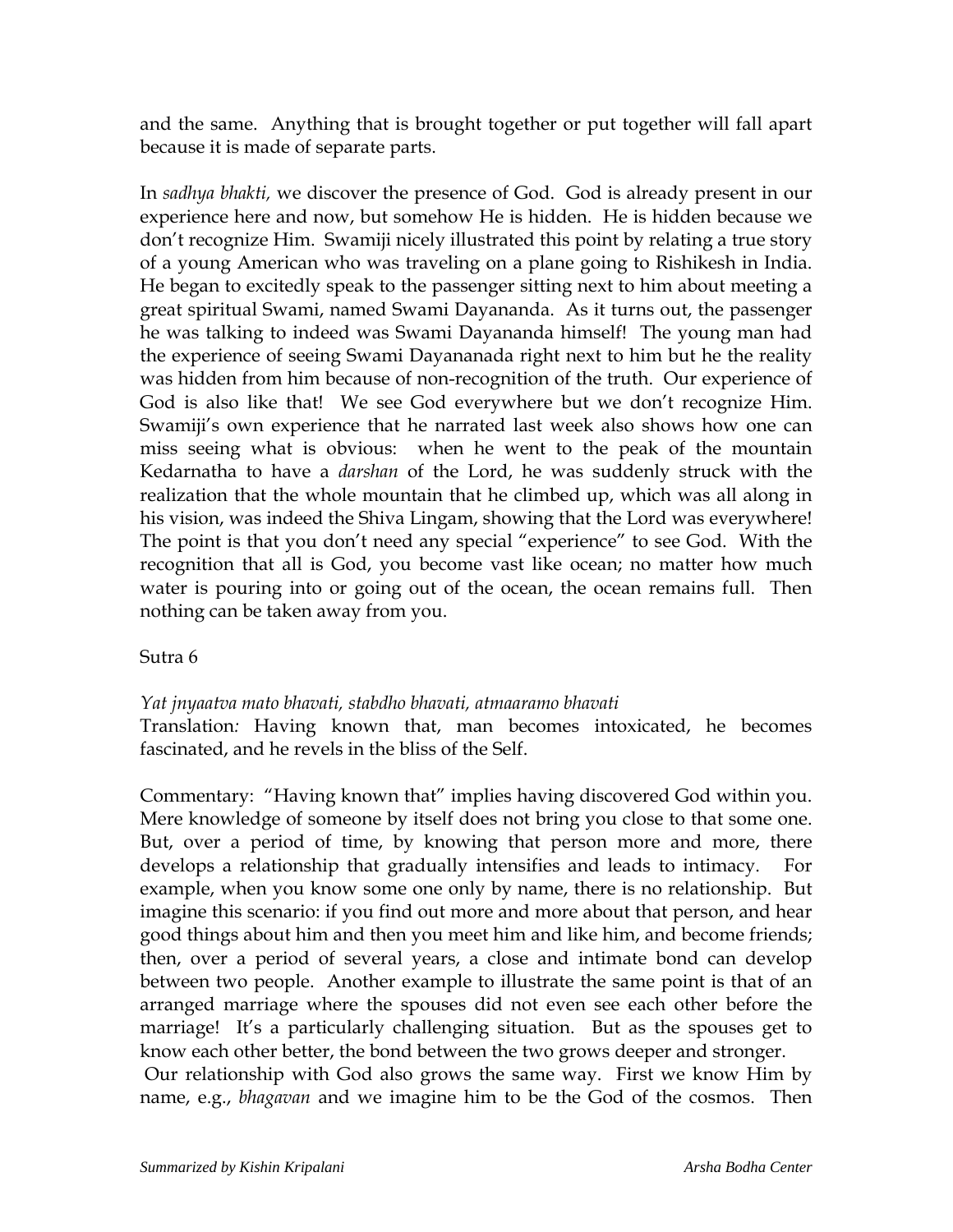and the same. Anything that is brought together or put together will fall apart because it is made of separate parts.

In *sadhya bhakti,* we discover the presence of God. God is already present in our experience here and now, but somehow He is hidden. He is hidden because we don't recognize Him. Swamiji nicely illustrated this point by relating a true story of a young American who was traveling on a plane going to Rishikesh in India. He began to excitedly speak to the passenger sitting next to him about meeting a great spiritual Swami, named Swami Dayananda. As it turns out, the passenger he was talking to indeed was Swami Dayananda himself! The young man had the experience of seeing Swami Dayananada right next to him but he the reality was hidden from him because of non-recognition of the truth. Our experience of God is also like that! We see God everywhere but we don't recognize Him. Swamiji's own experience that he narrated last week also shows how one can miss seeing what is obvious: when he went to the peak of the mountain Kedarnatha to have a *darshan* of the Lord, he was suddenly struck with the realization that the whole mountain that he climbed up, which was all along in his vision, was indeed the Shiva Lingam, showing that the Lord was everywhere! The point is that you don't need any special "experience" to see God. With the recognition that all is God, you become vast like ocean; no matter how much water is pouring into or going out of the ocean, the ocean remains full. Then nothing can be taken away from you.

Sutra 6

*Yat jnyaatva mato bhavati, stabdho bhavati, atmaaramo bhavati*
Translation*:* Having known that, man becomes intoxicated, he becomes fascinated, and he revels in the bliss of the Self.

Commentary: "Having known that" implies having discovered God within you. Mere knowledge of someone by itself does not bring you close to that some one. But, over a period of time, by knowing that person more and more, there develops a relationship that gradually intensifies and leads to intimacy. For example, when you know some one only by name, there is no relationship. But imagine this scenario: if you find out more and more about that person, and hear good things about him and then you meet him and like him, and become friends; then, over a period of several years, a close and intimate bond can develop between two people. Another example to illustrate the same point is that of an arranged marriage where the spouses did not even see each other before the marriage! It's a particularly challenging situation. But as the spouses get to know each other better, the bond between the two grows deeper and stronger.
Our relationship with God also grows the same way. First we know Him by name, e.g., *bhagavan* and we imagine him to be the God of the cosmos. Then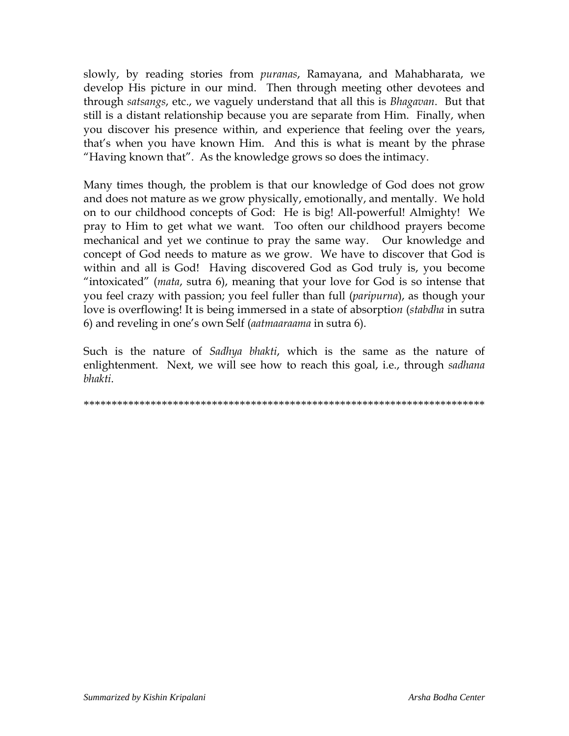slowly, by reading stories from *puranas*, Ramayana, and Mahabharata, we develop His picture in our mind. Then through meeting other devotees and through *satsangs*, etc., we vaguely understand that all this is *Bhagavan*. But that still is a distant relationship because you are separate from Him. Finally, when you discover his presence within, and experience that feeling over the years, that's when you have known Him. And this is what is meant by the phrase "Having known that". As the knowledge grows so does the intimacy.

Many times though, the problem is that our knowledge of God does not grow and does not mature as we grow physically, emotionally, and mentally. We hold on to our childhood concepts of God: He is big! All-powerful! Almighty! We pray to Him to get what we want. Too often our childhood prayers become mechanical and yet we continue to pray the same way. Our knowledge and concept of God needs to mature as we grow. We have to discover that God is within and all is God! Having discovered God as God truly is, you become "intoxicated" (*mata*, sutra 6), meaning that your love for God is so intense that you feel crazy with passion; you feel fuller than full (*paripurna*), as though your love is overflowing! It is being immersed in a state of absorptio*n* (*stabdha* in sutra 6) and reveling in one's own Self (*aatmaaraama* in sutra 6).

Such is the nature of *Sadhya bhakti*, which is the same as the nature of enlightenment. Next, we will see how to reach this goal, i.e., through *sadhana bhakti*.

*************************************************************************